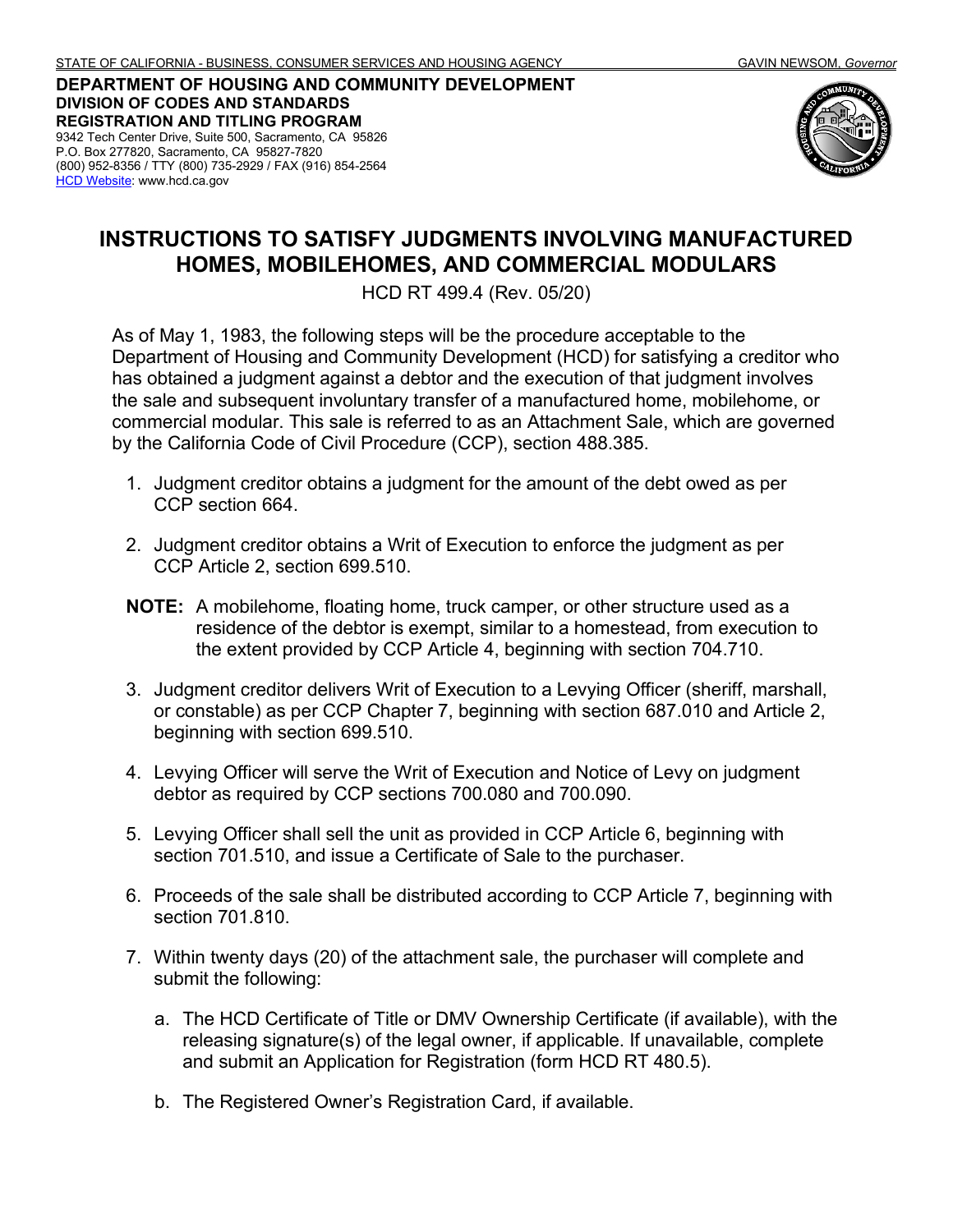STATE OF CALIFORNIA - BUSINESS, CONSUMER SERVICES AND HOUSING AGENCY GAVIN NEWSOM, *Governor*

**DEPARTMENT OF HOUSING AND COMMUNITY DEVELOPMENT**
**DIVISION OF CODES AND STANDARDS**
**REGISTRATION AND TITLING PROGRAM**
9342 Tech Center Drive, Suite 500, Sacramento, CA 95826
P.O. Box 277820, Sacramento, CA 95827-7820
(800) 952-8356 / TTY (800) 735-2929 / FAX (916) 854-2564
HCD Website: www.hcd.ca.gov

# INSTRUCTIONS TO SATISFY JUDGMENTS INVOLVING MANUFACTURED HOMES, MOBILEHOMES, AND COMMERCIAL MODULARS

HCD RT 499.4 (Rev. 05/20)

As of May 1, 1983, the following steps will be the procedure acceptable to the Department of Housing and Community Development (HCD) for satisfying a creditor who has obtained a judgment against a debtor and the execution of that judgment involves the sale and subsequent involuntary transfer of a manufactured home, mobilehome, or commercial modular. This sale is referred to as an Attachment Sale, which are governed by the California Code of Civil Procedure (CCP), section 488.385.

1. Judgment creditor obtains a judgment for the amount of the debt owed as per CCP section 664.
2. Judgment creditor obtains a Writ of Execution to enforce the judgment as per CCP Article 2, section 699.510.

**NOTE:** A mobilehome, floating home, truck camper, or other structure used as a residence of the debtor is exempt, similar to a homestead, from execution to the extent provided by CCP Article 4, beginning with section 704.710.

3. Judgment creditor delivers Writ of Execution to a Levying Officer (sheriff, marshall, or constable) as per CCP Chapter 7, beginning with section 687.010 and Article 2, beginning with section 699.510.
4. Levying Officer will serve the Writ of Execution and Notice of Levy on judgment debtor as required by CCP sections 700.080 and 700.090.
5. Levying Officer shall sell the unit as provided in CCP Article 6, beginning with section 701.510, and issue a Certificate of Sale to the purchaser.
6. Proceeds of the sale shall be distributed according to CCP Article 7, beginning with section 701.810.
7. Within twenty days (20) of the attachment sale, the purchaser will complete and submit the following:
   a. The HCD Certificate of Title or DMV Ownership Certificate (if available), with the releasing signature(s) of the legal owner, if applicable. If unavailable, complete and submit an Application for Registration (form HCD RT 480.5).
   b. The Registered Owner's Registration Card, if available.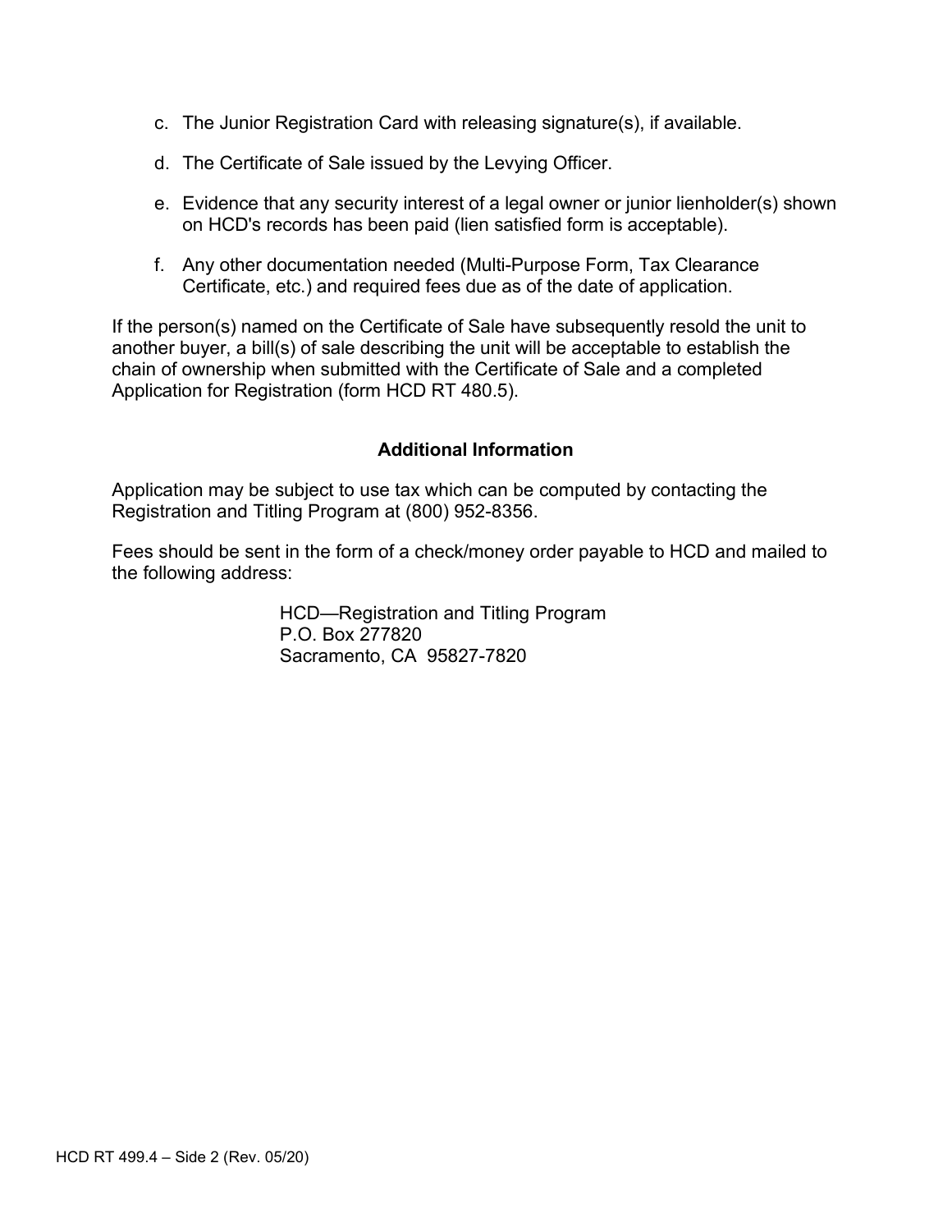c. The Junior Registration Card with releasing signature(s), if available.

d. The Certificate of Sale issued by the Levying Officer.

e. Evidence that any security interest of a legal owner or junior lienholder(s) shown on HCD's records has been paid (lien satisfied form is acceptable).

f. Any other documentation needed (Multi-Purpose Form, Tax Clearance Certificate, etc.) and required fees due as of the date of application.

If the person(s) named on the Certificate of Sale have subsequently resold the unit to another buyer, a bill(s) of sale describing the unit will be acceptable to establish the chain of ownership when submitted with the Certificate of Sale and a completed Application for Registration (form HCD RT 480.5).

## Additional Information

Application may be subject to use tax which can be computed by contacting the Registration and Titling Program at (800) 952-8356.

Fees should be sent in the form of a check/money order payable to HCD and mailed to the following address:

HCD—Registration and Titling Program
P.O. Box 277820
Sacramento, CA 95827-7820

HCD RT 499.4 – Side 2 (Rev. 05/20)